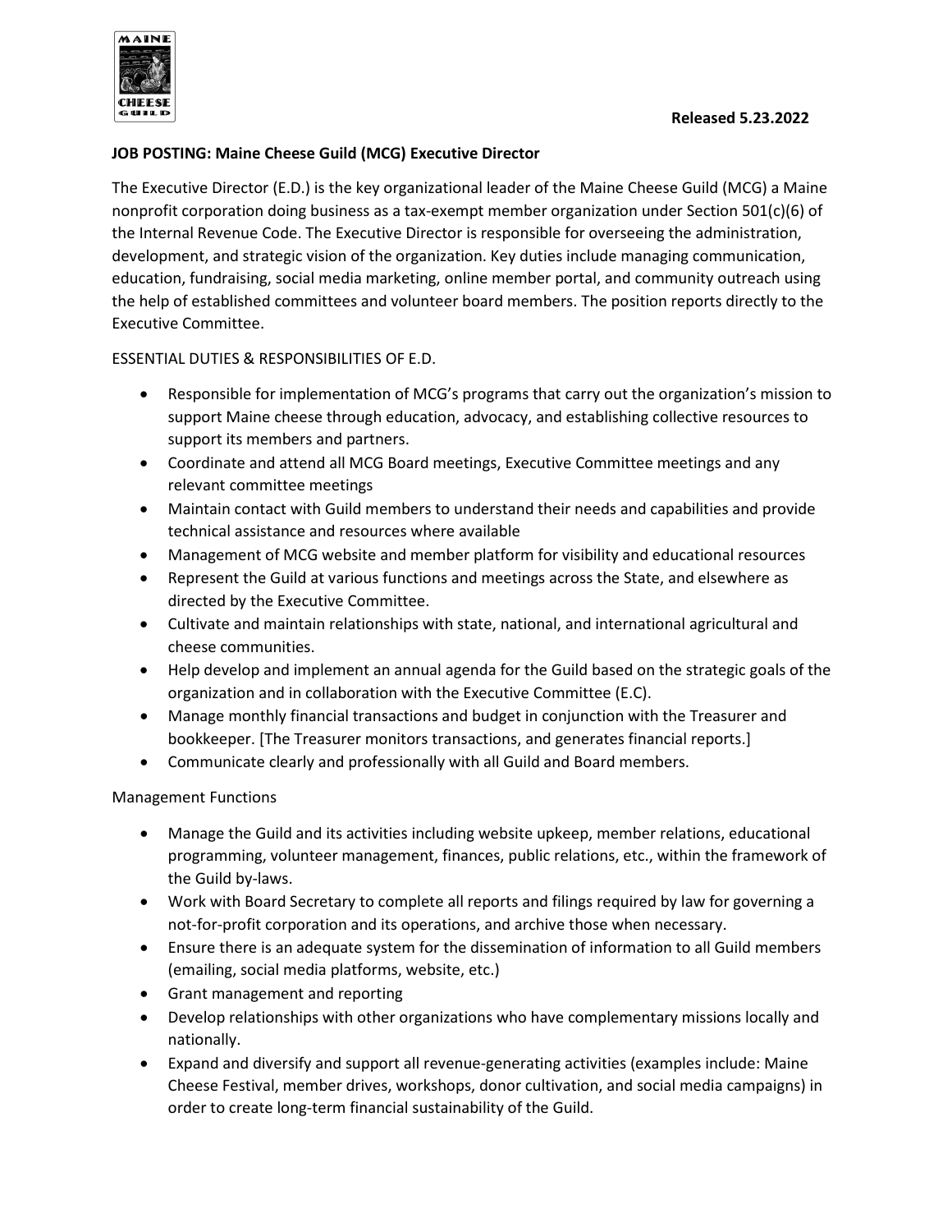**Released 5.23.2022**

**JOB POSTING: Maine Cheese Guild (MCG) Executive Director**

The Executive Director (E.D.) is the key organizational leader of the Maine Cheese Guild (MCG) a Maine nonprofit corporation doing business as a tax-exempt member organization under Section 501(c)(6) of the Internal Revenue Code. The Executive Director is responsible for overseeing the administration, development, and strategic vision of the organization. Key duties include managing communication, education, fundraising, social media marketing, online member portal, and community outreach using the help of established committees and volunteer board members. The position reports directly to the Executive Committee.

ESSENTIAL DUTIES & RESPONSIBILITIES OF E.D.

- Responsible for implementation of MCG's programs that carry out the organization's mission to support Maine cheese through education, advocacy, and establishing collective resources to support its members and partners.
- Coordinate and attend all MCG Board meetings, Executive Committee meetings and any relevant committee meetings
- Maintain contact with Guild members to understand their needs and capabilities and provide technical assistance and resources where available
- Management of MCG website and member platform for visibility and educational resources
- Represent the Guild at various functions and meetings across the State, and elsewhere as directed by the Executive Committee.
- Cultivate and maintain relationships with state, national, and international agricultural and cheese communities.
- Help develop and implement an annual agenda for the Guild based on the strategic goals of the organization and in collaboration with the Executive Committee (E.C).
- Manage monthly financial transactions and budget in conjunction with the Treasurer and bookkeeper. [The Treasurer monitors transactions, and generates financial reports.]
- Communicate clearly and professionally with all Guild and Board members.

Management Functions

- Manage the Guild and its activities including website upkeep, member relations, educational programming, volunteer management, finances, public relations, etc., within the framework of the Guild by-laws.
- Work with Board Secretary to complete all reports and filings required by law for governing a not-for-profit corporation and its operations, and archive those when necessary.
- Ensure there is an adequate system for the dissemination of information to all Guild members (emailing, social media platforms, website, etc.)
- Grant management and reporting
- Develop relationships with other organizations who have complementary missions locally and nationally.
- Expand and diversify and support all revenue-generating activities (examples include: Maine Cheese Festival, member drives, workshops, donor cultivation, and social media campaigns) in order to create long-term financial sustainability of the Guild.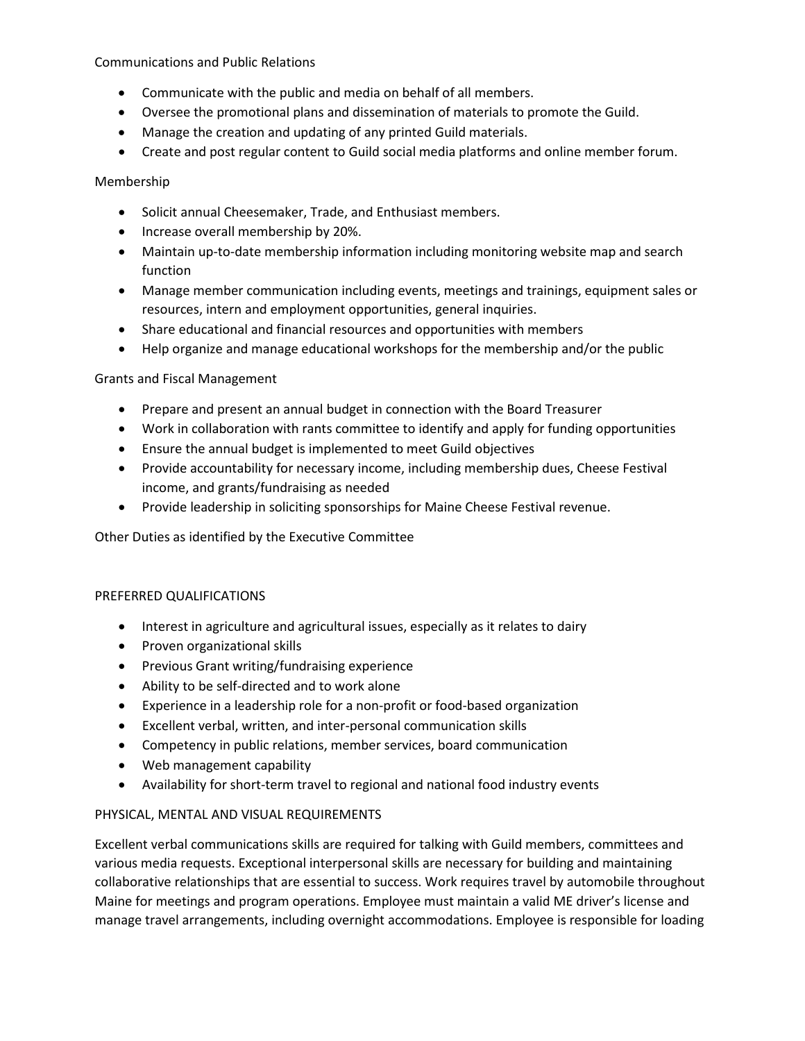Communications and Public Relations

- Communicate with the public and media on behalf of all members.
- Oversee the promotional plans and dissemination of materials to promote the Guild.
- Manage the creation and updating of any printed Guild materials.
- Create and post regular content to Guild social media platforms and online member forum.

Membership

- Solicit annual Cheesemaker, Trade, and Enthusiast members.
- Increase overall membership by 20%.
- Maintain up-to-date membership information including monitoring website map and search function
- Manage member communication including events, meetings and trainings, equipment sales or resources, intern and employment opportunities, general inquiries.
- Share educational and financial resources and opportunities with members
- Help organize and manage educational workshops for the membership and/or the public

Grants and Fiscal Management

- Prepare and present an annual budget in connection with the Board Treasurer
- Work in collaboration with rants committee to identify and apply for funding opportunities
- Ensure the annual budget is implemented to meet Guild objectives
- Provide accountability for necessary income, including membership dues, Cheese Festival income, and grants/fundraising as needed
- Provide leadership in soliciting sponsorships for Maine Cheese Festival revenue.

Other Duties as identified by the Executive Committee

PREFERRED QUALIFICATIONS

- Interest in agriculture and agricultural issues, especially as it relates to dairy
- Proven organizational skills
- Previous Grant writing/fundraising experience
- Ability to be self-directed and to work alone
- Experience in a leadership role for a non-profit or food-based organization
- Excellent verbal, written, and inter-personal communication skills
- Competency in public relations, member services, board communication
- Web management capability
- Availability for short-term travel to regional and national food industry events

PHYSICAL, MENTAL AND VISUAL REQUIREMENTS

Excellent verbal communications skills are required for talking with Guild members, committees and various media requests. Exceptional interpersonal skills are necessary for building and maintaining collaborative relationships that are essential to success. Work requires travel by automobile throughout Maine for meetings and program operations. Employee must maintain a valid ME driver's license and manage travel arrangements, including overnight accommodations. Employee is responsible for loading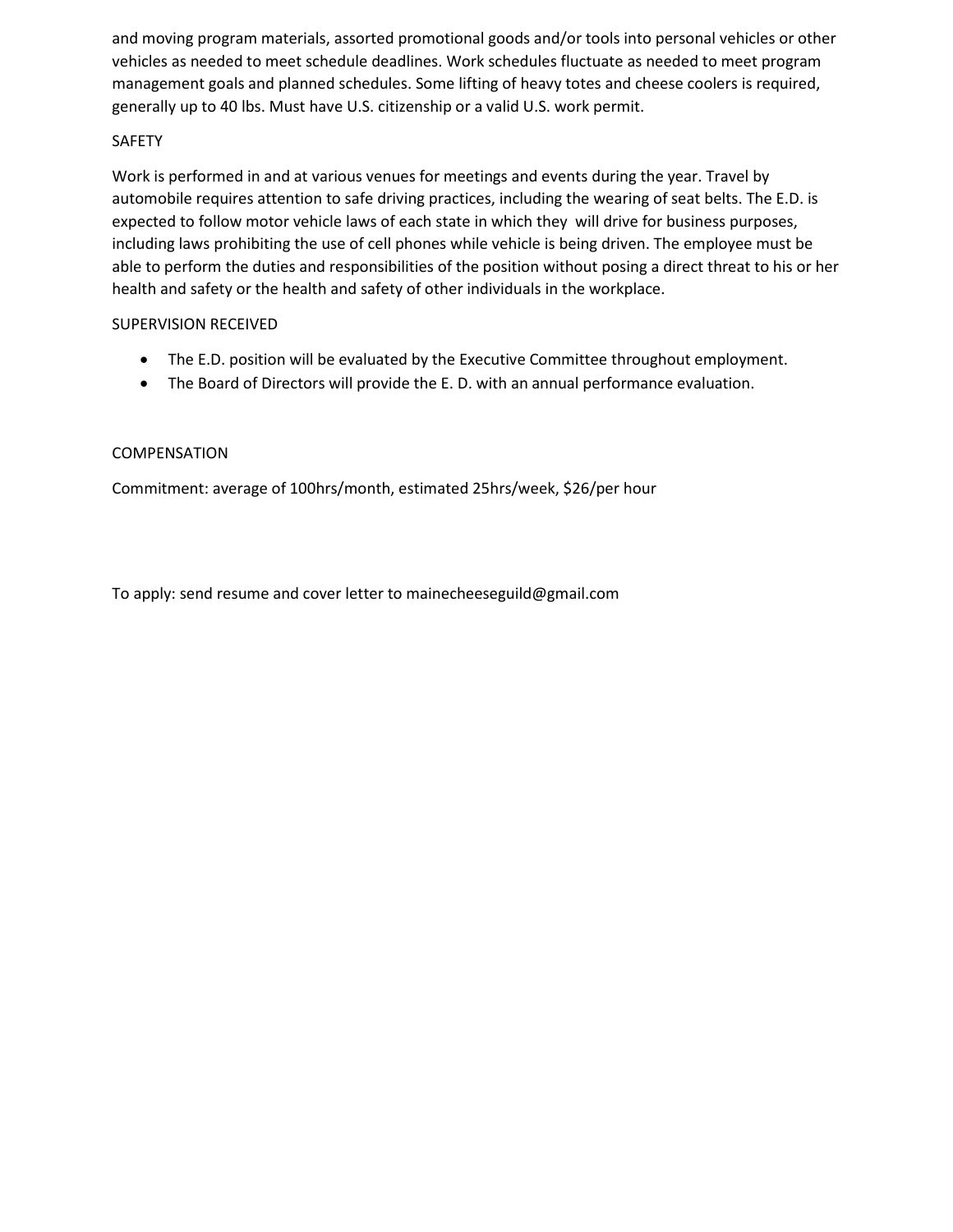and moving program materials, assorted promotional goods and/or tools into personal vehicles or other vehicles as needed to meet schedule deadlines. Work schedules fluctuate as needed to meet program management goals and planned schedules. Some lifting of heavy totes and cheese coolers is required, generally up to 40 lbs. Must have U.S. citizenship or a valid U.S. work permit.

## SAFETY

Work is performed in and at various venues for meetings and events during the year. Travel by automobile requires attention to safe driving practices, including the wearing of seat belts. The E.D. is expected to follow motor vehicle laws of each state in which they will drive for business purposes, including laws prohibiting the use of cell phones while vehicle is being driven. The employee must be able to perform the duties and responsibilities of the position without posing a direct threat to his or her health and safety or the health and safety of other individuals in the workplace.

## SUPERVISION RECEIVED

- The E.D. position will be evaluated by the Executive Committee throughout employment.
- The Board of Directors will provide the E. D. with an annual performance evaluation.

## COMPENSATION

Commitment: average of 100hrs/month, estimated 25hrs/week, $26/per hour

To apply: send resume and cover letter to mainecheeseguild@gmail.com